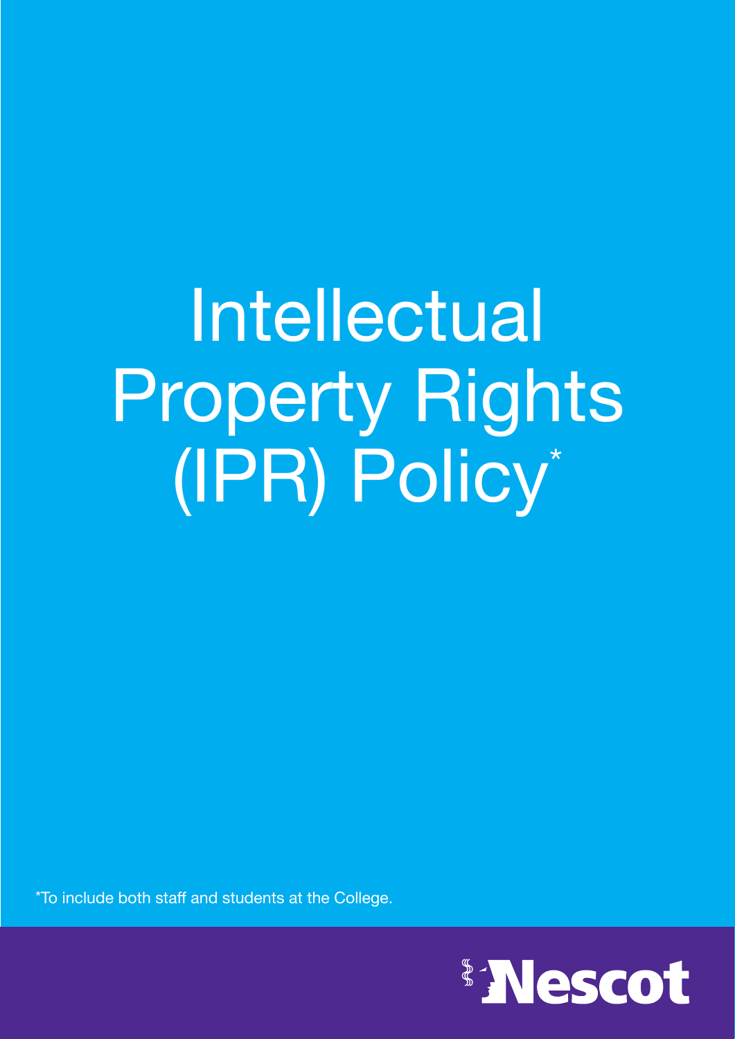# Intellectual Property Rights (IPR) Policy*

*To include both staff and students at the College.

Nescot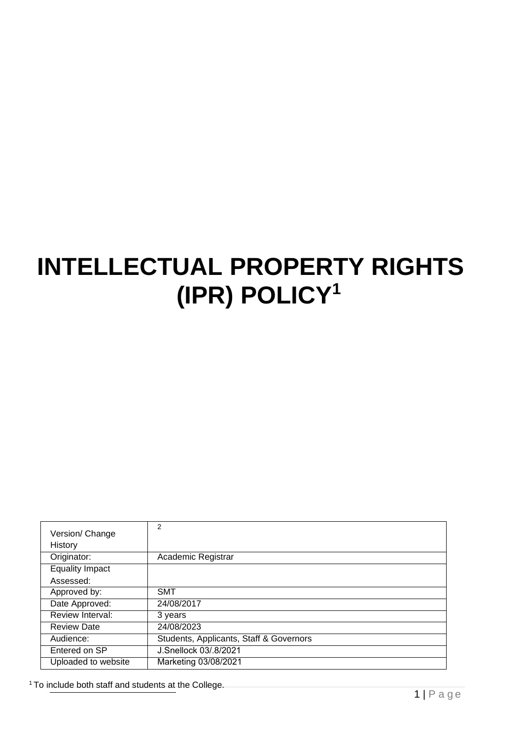# INTELLECTUAL PROPERTY RIGHTS (IPR) POLICY[1]

| Version/ Change History | 2 |
|---|---|
| Originator: | Academic Registrar |
| Equality Impact Assessed: | |
| Approved by: | SMT |
| Date Approved: | 24/08/2017 |
| Review Interval: | 3 years |
| Review Date | 24/08/2023 |
| Audience: | Students, Applicants, Staff & Governors |
| Entered on SP | J.Snellock 03/.8/2021 |
| Uploaded to website | Marketing 03/08/2021 |

[1] To include both staff and students at the College.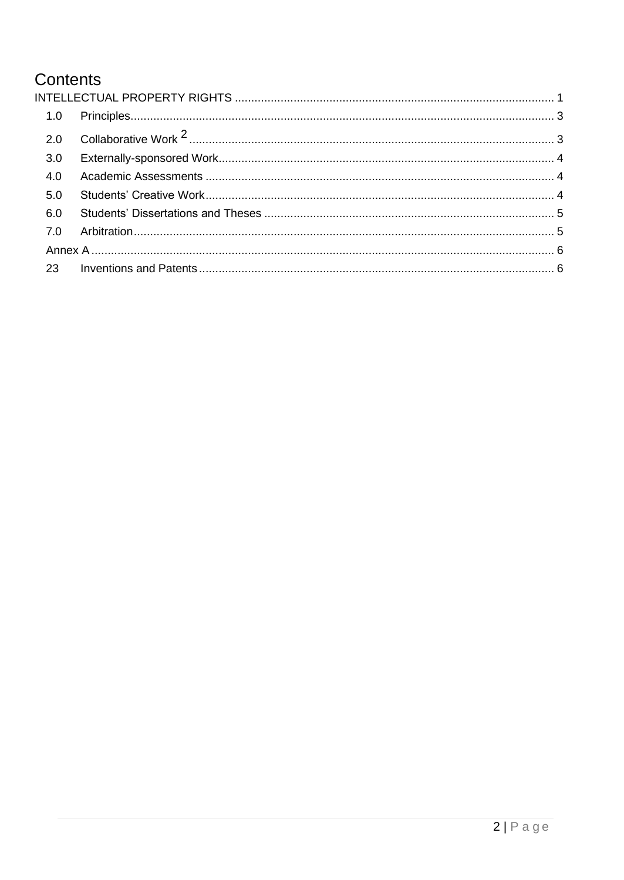# Contents

INTELLECTUAL PROPERTY RIGHTS ........................................................................................................ 1

1.0 Principles........................................................................................................................................ 3

2.0 Collaborative Work [2] ....................................................................................................................... 3

3.0 Externally-sponsored Work.............................................................................................................. 4

4.0 Academic Assessments .................................................................................................................. 4

5.0 Students' Creative Work................................................................................................................... 4

6.0 Students' Dissertations and Theses ................................................................................................. 5

7.0 Arbitration......................................................................................................................................... 5

Annex A .................................................................................................................................................. 6

23 Inventions and Patents....................................................................................................................... 6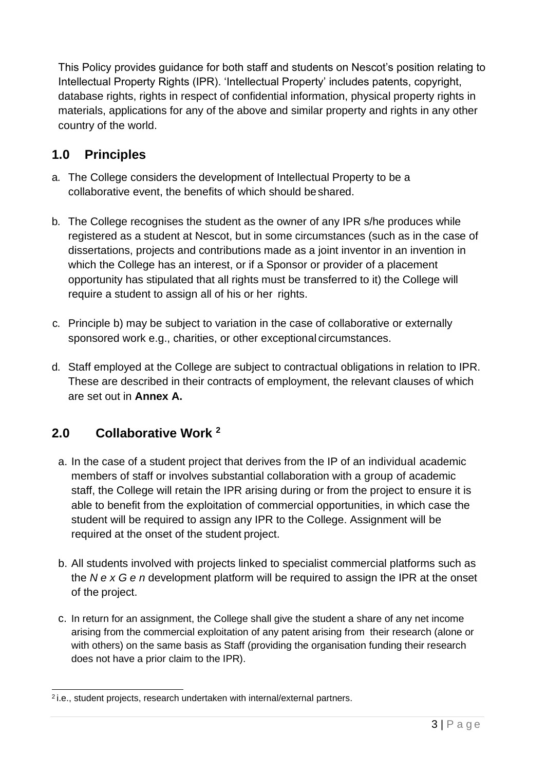This Policy provides guidance for both staff and students on Nescot's position relating to Intellectual Property Rights (IPR). 'Intellectual Property' includes patents, copyright, database rights, rights in respect of confidential information, physical property rights in materials, applications for any of the above and similar property and rights in any other country of the world.

## 1.0 Principles

a. The College considers the development of Intellectual Property to be a collaborative event, the benefits of which should be shared.

b. The College recognises the student as the owner of any IPR s/he produces while registered as a student at Nescot, but in some circumstances (such as in the case of dissertations, projects and contributions made as a joint inventor in an invention in which the College has an interest, or if a Sponsor or provider of a placement opportunity has stipulated that all rights must be transferred to it) the College will require a student to assign all of his or her rights.

c. Principle b) may be subject to variation in the case of collaborative or externally sponsored work e.g., charities, or other exceptional circumstances.

d. Staff employed at the College are subject to contractual obligations in relation to IPR. These are described in their contracts of employment, the relevant clauses of which are set out in **Annex A.**

## 2.0 Collaborative Work [2]

a. In the case of a student project that derives from the IP of an individual academic members of staff or involves substantial collaboration with a group of academic staff, the College will retain the IPR arising during or from the project to ensure it is able to benefit from the exploitation of commercial opportunities, in which case the student will be required to assign any IPR to the College. Assignment will be required at the onset of the student project.

b. All students involved with projects linked to specialist commercial platforms such as the *N e x G e n* development platform will be required to assign the IPR at the onset of the project.

c. In return for an assignment, the College shall give the student a share of any net income arising from the commercial exploitation of any patent arising from their research (alone or with others) on the same basis as Staff (providing the organisation funding their research does not have a prior claim to the IPR).

---

[2] i.e., student projects, research undertaken with internal/external partners.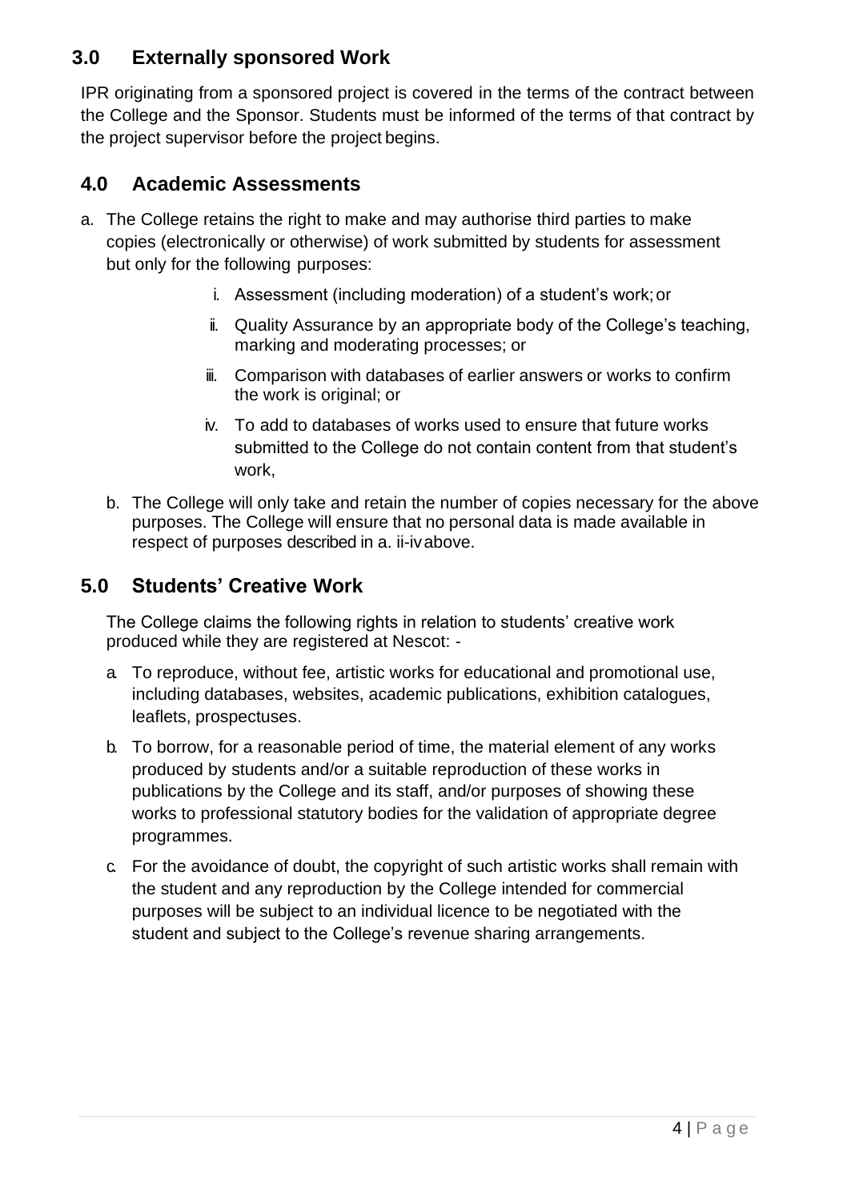## 3.0 Externally sponsored Work

IPR originating from a sponsored project is covered in the terms of the contract between the College and the Sponsor. Students must be informed of the terms of that contract by the project supervisor before the project begins.

## 4.0 Academic Assessments

a. The College retains the right to make and may authorise third parties to make copies (electronically or otherwise) of work submitted by students for assessment but only for the following purposes:

   i. Assessment (including moderation) of a student's work; or

   ii. Quality Assurance by an appropriate body of the College's teaching, marking and moderating processes; or

   iii. Comparison with databases of earlier answers or works to confirm the work is original; or

   iv. To add to databases of works used to ensure that future works submitted to the College do not contain content from that student's work,

b. The College will only take and retain the number of copies necessary for the above purposes. The College will ensure that no personal data is made available in respect of purposes described in a. ii-iv above.

## 5.0 Students' Creative Work

The College claims the following rights in relation to students' creative work produced while they are registered at Nescot: -

a. To reproduce, without fee, artistic works for educational and promotional use, including databases, websites, academic publications, exhibition catalogues, leaflets, prospectuses.

b. To borrow, for a reasonable period of time, the material element of any works produced by students and/or a suitable reproduction of these works in publications by the College and its staff, and/or purposes of showing these works to professional statutory bodies for the validation of appropriate degree programmes.

c. For the avoidance of doubt, the copyright of such artistic works shall remain with the student and any reproduction by the College intended for commercial purposes will be subject to an individual licence to be negotiated with the student and subject to the College's revenue sharing arrangements.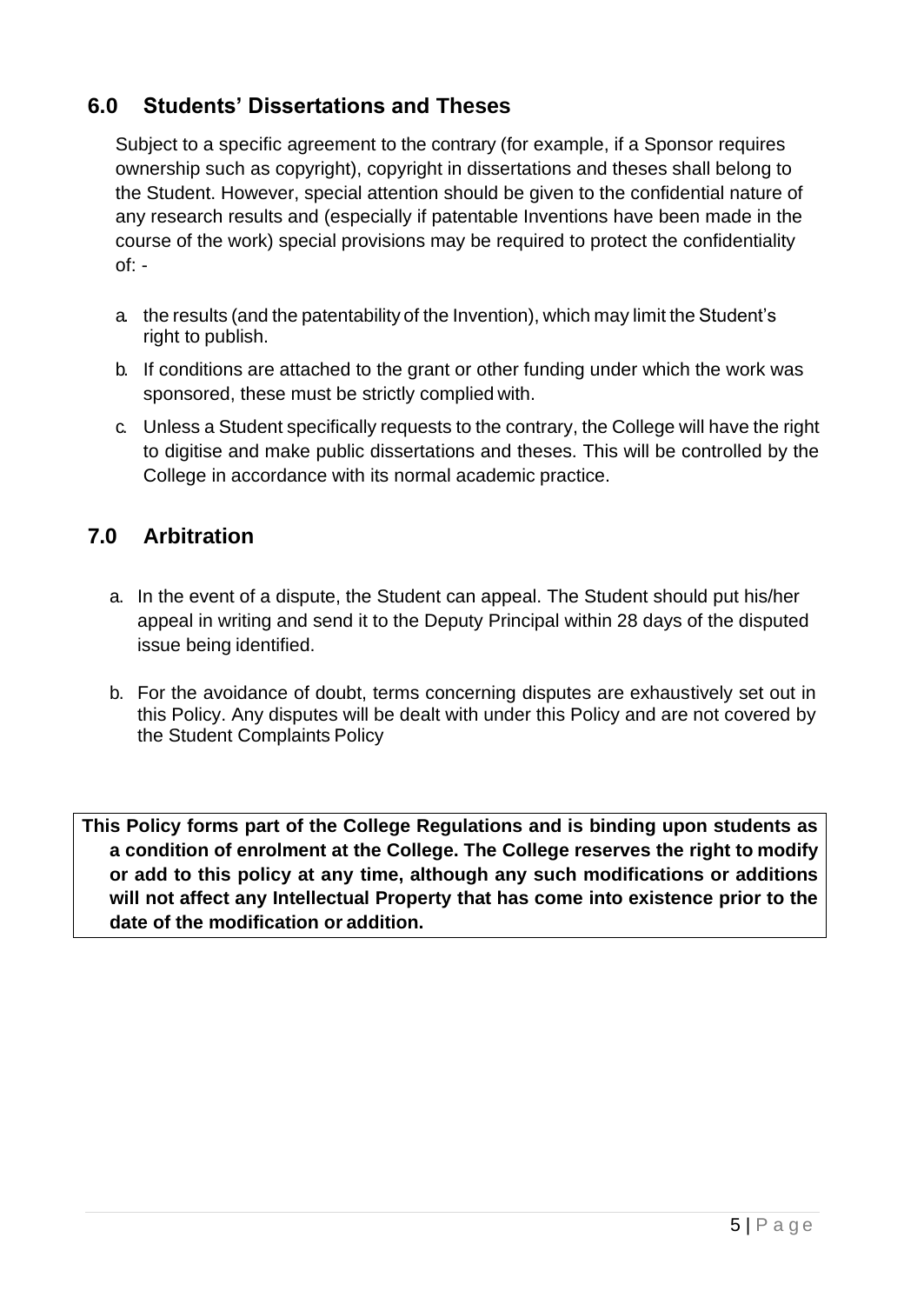## 6.0 Students' Dissertations and Theses

Subject to a specific agreement to the contrary (for example, if a Sponsor requires ownership such as copyright), copyright in dissertations and theses shall belong to the Student. However, special attention should be given to the confidential nature of any research results and (especially if patentable Inventions have been made in the course of the work) special provisions may be required to protect the confidentiality of: -

a. the results (and the patentability of the Invention), which may limit the Student's right to publish.

b. If conditions are attached to the grant or other funding under which the work was sponsored, these must be strictly complied with.

c. Unless a Student specifically requests to the contrary, the College will have the right to digitise and make public dissertations and theses. This will be controlled by the College in accordance with its normal academic practice.

## 7.0 Arbitration

a. In the event of a dispute, the Student can appeal. The Student should put his/her appeal in writing and send it to the Deputy Principal within 28 days of the disputed issue being identified.

b. For the avoidance of doubt, terms concerning disputes are exhaustively set out in this Policy. Any disputes will be dealt with under this Policy and are not covered by the Student Complaints Policy

**This Policy forms part of the College Regulations and is binding upon students as a condition of enrolment at the College. The College reserves the right to modify or add to this policy at any time, although any such modifications or additions will not affect any Intellectual Property that has come into existence prior to the date of the modification or addition.**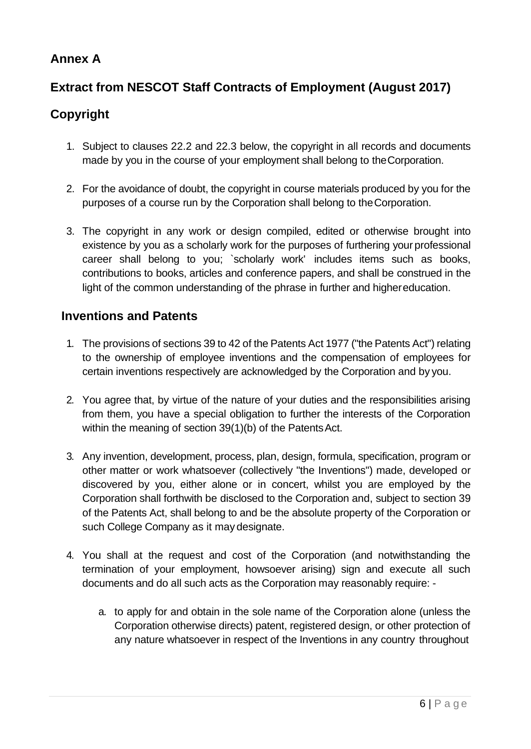## Annex A

## Extract from NESCOT Staff Contracts of Employment (August 2017)

## Copyright

1. Subject to clauses 22.2 and 22.3 below, the copyright in all records and documents made by you in the course of your employment shall belong to the Corporation.

2. For the avoidance of doubt, the copyright in course materials produced by you for the purposes of a course run by the Corporation shall belong to the Corporation.

3. The copyright in any work or design compiled, edited or otherwise brought into existence by you as a scholarly work for the purposes of furthering your professional career shall belong to you; `scholarly work' includes items such as books, contributions to books, articles and conference papers, and shall be construed in the light of the common understanding of the phrase in further and higher education.

### Inventions and Patents

1. The provisions of sections 39 to 42 of the Patents Act 1977 ("the Patents Act") relating to the ownership of employee inventions and the compensation of employees for certain inventions respectively are acknowledged by the Corporation and by you.

2. You agree that, by virtue of the nature of your duties and the responsibilities arising from them, you have a special obligation to further the interests of the Corporation within the meaning of section 39(1)(b) of the Patents Act.

3. Any invention, development, process, plan, design, formula, specification, program or other matter or work whatsoever (collectively "the Inventions") made, developed or discovered by you, either alone or in concert, whilst you are employed by the Corporation shall forthwith be disclosed to the Corporation and, subject to section 39 of the Patents Act, shall belong to and be the absolute property of the Corporation or such College Company as it may designate.

4. You shall at the request and cost of the Corporation (and notwithstanding the termination of your employment, howsoever arising) sign and execute all such documents and do all such acts as the Corporation may reasonably require: -

    a. to apply for and obtain in the sole name of the Corporation alone (unless the Corporation otherwise directs) patent, registered design, or other protection of any nature whatsoever in respect of the Inventions in any country throughout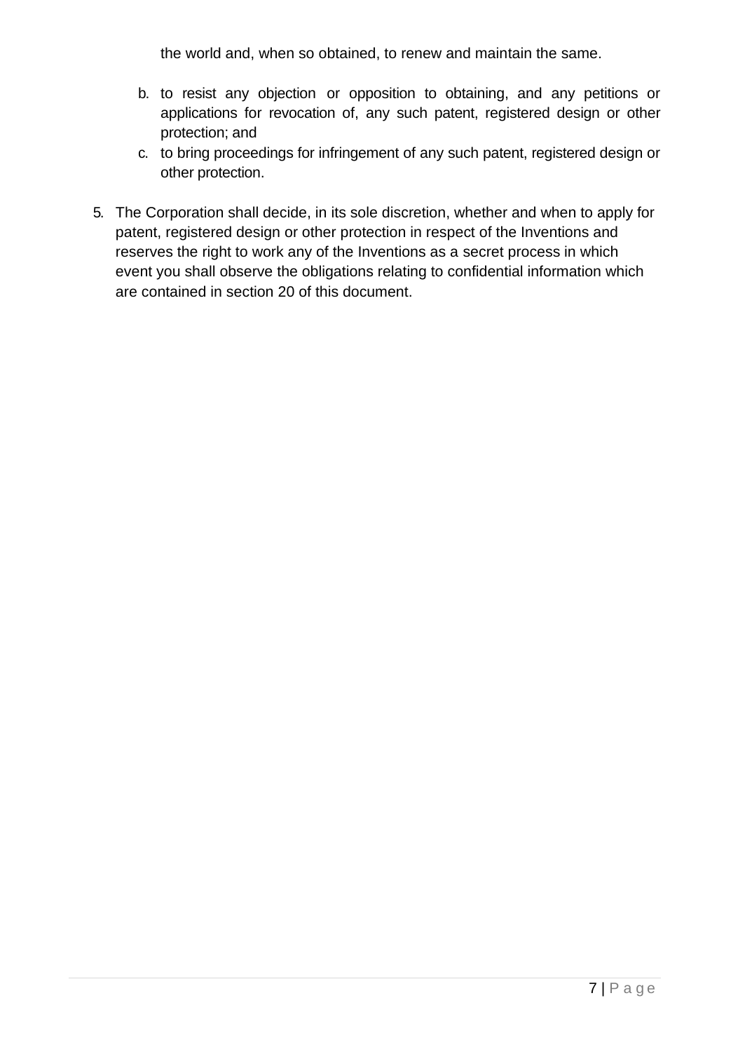the world and, when so obtained, to renew and maintain the same.

b. to resist any objection or opposition to obtaining, and any petitions or applications for revocation of, any such patent, registered design or other protection; and
c. to bring proceedings for infringement of any such patent, registered design or other protection.

5. The Corporation shall decide, in its sole discretion, whether and when to apply for patent, registered design or other protection in respect of the Inventions and reserves the right to work any of the Inventions as a secret process in which event you shall observe the obligations relating to confidential information which are contained in section 20 of this document.